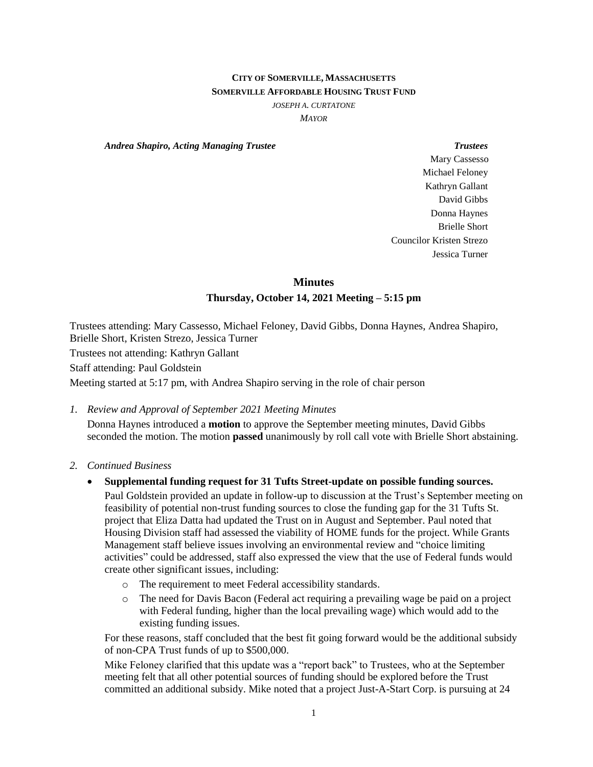**CITY OF SOMERVILLE, MASSACHUSETTS**
**SOMERVILLE AFFORDABLE HOUSING TRUST FUND**
*JOSEPH A. CURTATONE*
*MAYOR*

***Andrea Shapiro, Acting Managing Trustee***

***Trustees***
Mary Cassesso
Michael Feloney
Kathryn Gallant
David Gibbs
Donna Haynes
Brielle Short
Councilor Kristen Strezo
Jessica Turner

## Minutes

### Thursday, October 14, 2021 Meeting – 5:15 pm

Trustees attending: Mary Cassesso, Michael Feloney, David Gibbs, Donna Haynes, Andrea Shapiro, Brielle Short, Kristen Strezo, Jessica Turner

Trustees not attending: Kathryn Gallant

Staff attending: Paul Goldstein

Meeting started at 5:17 pm, with Andrea Shapiro serving in the role of chair person

1. *Review and Approval of September 2021 Meeting Minutes*

   Donna Haynes introduced a **motion** to approve the September meeting minutes, David Gibbs seconded the motion. The motion **passed** unanimously by roll call vote with Brielle Short abstaining.

2. *Continued Business*

   - **Supplemental funding request for 31 Tufts Street-update on possible funding sources.**

     Paul Goldstein provided an update in follow-up to discussion at the Trust's September meeting on feasibility of potential non-trust funding sources to close the funding gap for the 31 Tufts St. project that Eliza Datta had updated the Trust on in August and September. Paul noted that Housing Division staff had assessed the viability of HOME funds for the project. While Grants Management staff believe issues involving an environmental review and "choice limiting activities" could be addressed, staff also expressed the view that the use of Federal funds would create other significant issues, including:

     - The requirement to meet Federal accessibility standards.
     - The need for Davis Bacon (Federal act requiring a prevailing wage be paid on a project with Federal funding, higher than the local prevailing wage) which would add to the existing funding issues.

     For these reasons, staff concluded that the best fit going forward would be the additional subsidy of non-CPA Trust funds of up to $500,000.

     Mike Feloney clarified that this update was a "report back" to Trustees, who at the September meeting felt that all other potential sources of funding should be explored before the Trust committed an additional subsidy. Mike noted that a project Just-A-Start Corp. is pursuing at 24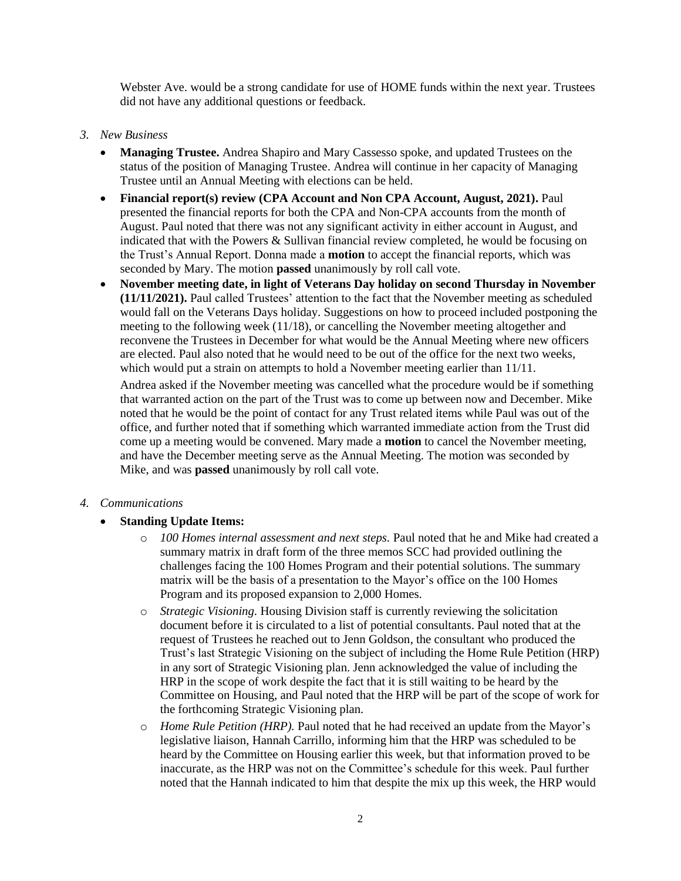Webster Ave. would be a strong candidate for use of HOME funds within the next year. Trustees did not have any additional questions or feedback.

*3. New Business*

- **Managing Trustee.** Andrea Shapiro and Mary Cassesso spoke, and updated Trustees on the status of the position of Managing Trustee. Andrea will continue in her capacity of Managing Trustee until an Annual Meeting with elections can be held.
- **Financial report(s) review (CPA Account and Non CPA Account, August, 2021).** Paul presented the financial reports for both the CPA and Non-CPA accounts from the month of August. Paul noted that there was not any significant activity in either account in August, and indicated that with the Powers & Sullivan financial review completed, he would be focusing on the Trust's Annual Report. Donna made a **motion** to accept the financial reports, which was seconded by Mary. The motion **passed** unanimously by roll call vote.
- **November meeting date, in light of Veterans Day holiday on second Thursday in November (11/11/2021).** Paul called Trustees' attention to the fact that the November meeting as scheduled would fall on the Veterans Days holiday. Suggestions on how to proceed included postponing the meeting to the following week (11/18), or cancelling the November meeting altogether and reconvene the Trustees in December for what would be the Annual Meeting where new officers are elected. Paul also noted that he would need to be out of the office for the next two weeks, which would put a strain on attempts to hold a November meeting earlier than 11/11.

  Andrea asked if the November meeting was cancelled what the procedure would be if something that warranted action on the part of the Trust was to come up between now and December. Mike noted that he would be the point of contact for any Trust related items while Paul was out of the office, and further noted that if something which warranted immediate action from the Trust did come up a meeting would be convened. Mary made a **motion** to cancel the November meeting, and have the December meeting serve as the Annual Meeting. The motion was seconded by Mike, and was **passed** unanimously by roll call vote.

*4. Communications*

- **Standing Update Items:**
  - *100 Homes internal assessment and next steps.* Paul noted that he and Mike had created a summary matrix in draft form of the three memos SCC had provided outlining the challenges facing the 100 Homes Program and their potential solutions. The summary matrix will be the basis of a presentation to the Mayor's office on the 100 Homes Program and its proposed expansion to 2,000 Homes.
  - *Strategic Visioning.* Housing Division staff is currently reviewing the solicitation document before it is circulated to a list of potential consultants. Paul noted that at the request of Trustees he reached out to Jenn Goldson, the consultant who produced the Trust's last Strategic Visioning on the subject of including the Home Rule Petition (HRP) in any sort of Strategic Visioning plan. Jenn acknowledged the value of including the HRP in the scope of work despite the fact that it is still waiting to be heard by the Committee on Housing, and Paul noted that the HRP will be part of the scope of work for the forthcoming Strategic Visioning plan.
  - *Home Rule Petition (HRP).* Paul noted that he had received an update from the Mayor's legislative liaison, Hannah Carrillo, informing him that the HRP was scheduled to be heard by the Committee on Housing earlier this week, but that information proved to be inaccurate, as the HRP was not on the Committee's schedule for this week. Paul further noted that the Hannah indicated to him that despite the mix up this week, the HRP would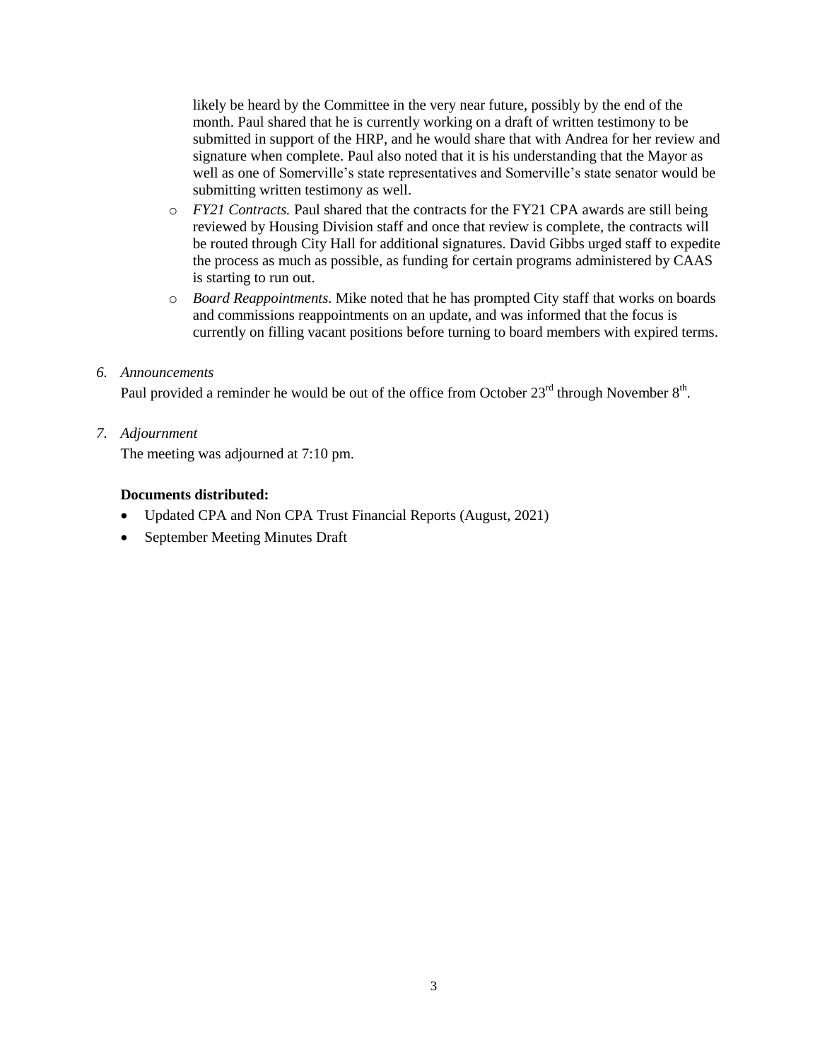likely be heard by the Committee in the very near future, possibly by the end of the month. Paul shared that he is currently working on a draft of written testimony to be submitted in support of the HRP, and he would share that with Andrea for her review and signature when complete. Paul also noted that it is his understanding that the Mayor as well as one of Somerville's state representatives and Somerville's state senator would be submitting written testimony as well.

- *FY21 Contracts.* Paul shared that the contracts for the FY21 CPA awards are still being reviewed by Housing Division staff and once that review is complete, the contracts will be routed through City Hall for additional signatures. David Gibbs urged staff to expedite the process as much as possible, as funding for certain programs administered by CAAS is starting to run out.
- *Board Reappointments.* Mike noted that he has prompted City staff that works on boards and commissions reappointments on an update, and was informed that the focus is currently on filling vacant positions before turning to board members with expired terms.

6. *Announcements*

Paul provided a reminder he would be out of the office from October 23rd through November 8th.

7. *Adjournment*

The meeting was adjourned at 7:10 pm.

**Documents distributed:**

- Updated CPA and Non CPA Trust Financial Reports (August, 2021)
- September Meeting Minutes Draft